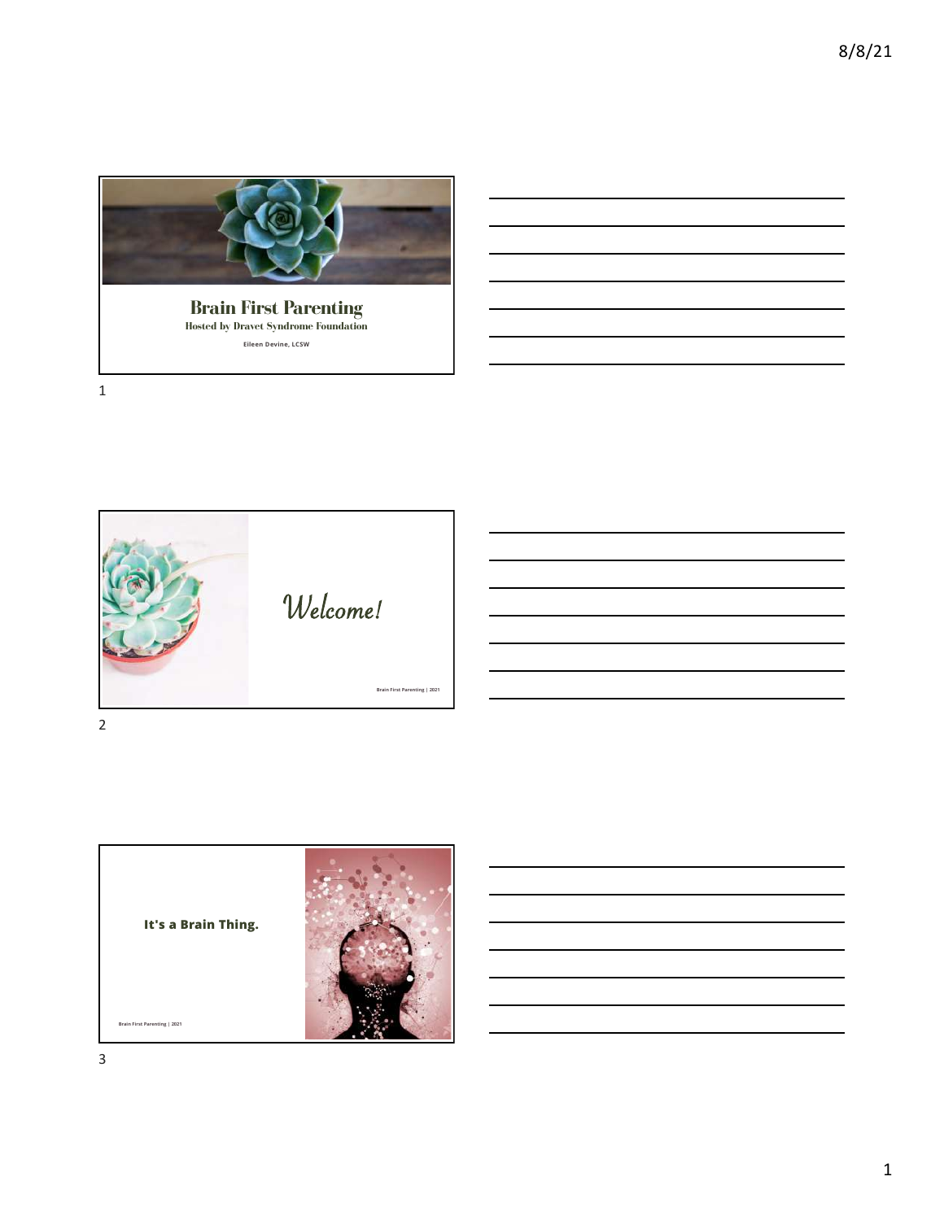# Brain First Parenting

**Hosted by Dravet Syndrome Foundation**

**Eileen Devine, LCSW**

*Welcome!*

Brain First Parenting | 2021

**It's a Brain Thing.**

Brain First Parenting | 2021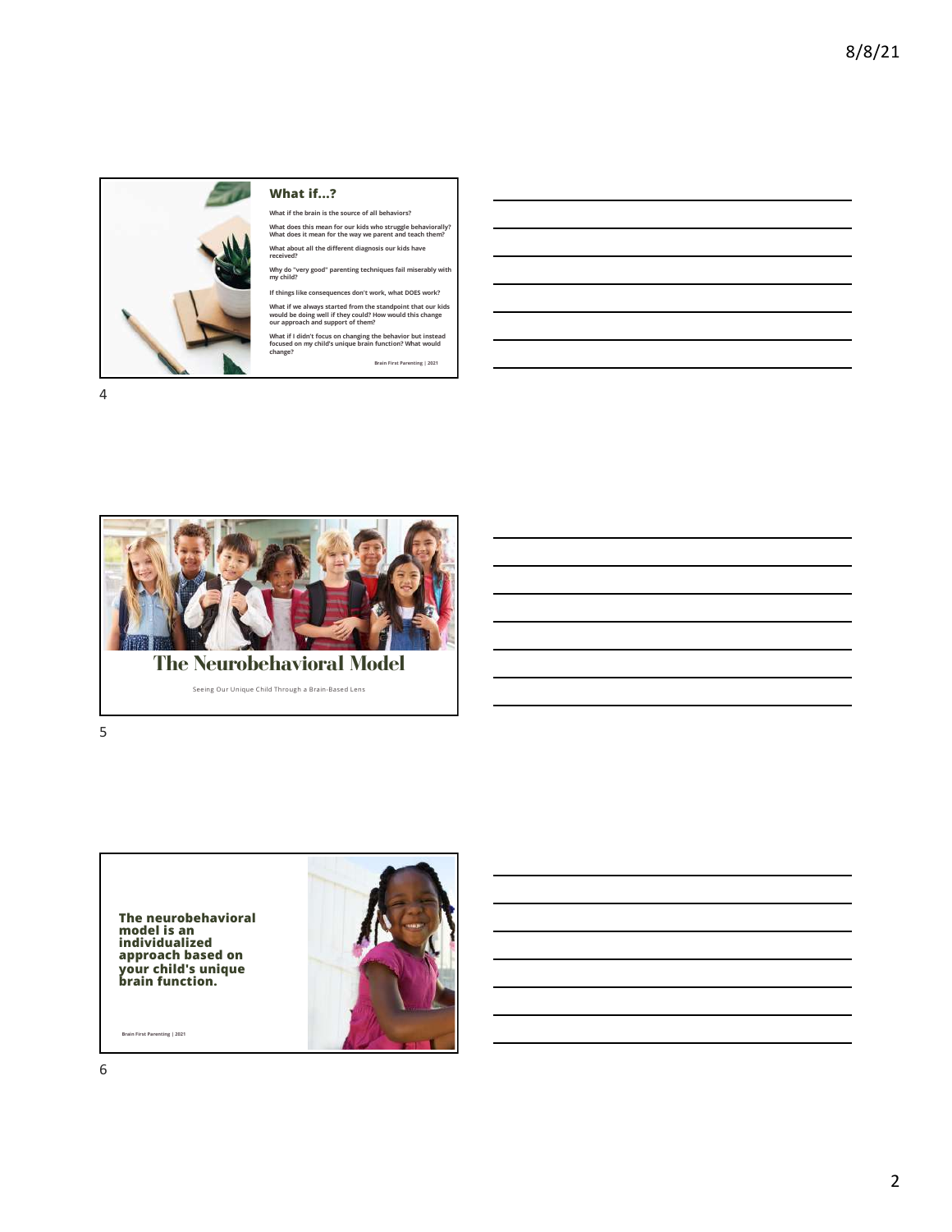## What if…?

What if the brain is the source of all behaviors?

What does this mean for our kids who struggle behaviorally? What does it mean for the way we parent and teach them?

What about all the different diagnosis our kids have received?

Why do "very good" parenting techniques fail miserably with my child?

If things like consequences don't work, what DOES work?

What if we always started from the standpoint that our kids would be doing well if they could? How would this change our approach and support of them?

What if I didn't focus on changing the behavior but instead focused on my child's unique brain function? What would change?

Brain First Parenting | 2021

# The Neurobehavioral Model

Seeing Our Unique Child Through a Brain-Based Lens

**The neurobehavioral model is an individualized approach based on your child's unique brain function.**

Brain First Parenting | 2021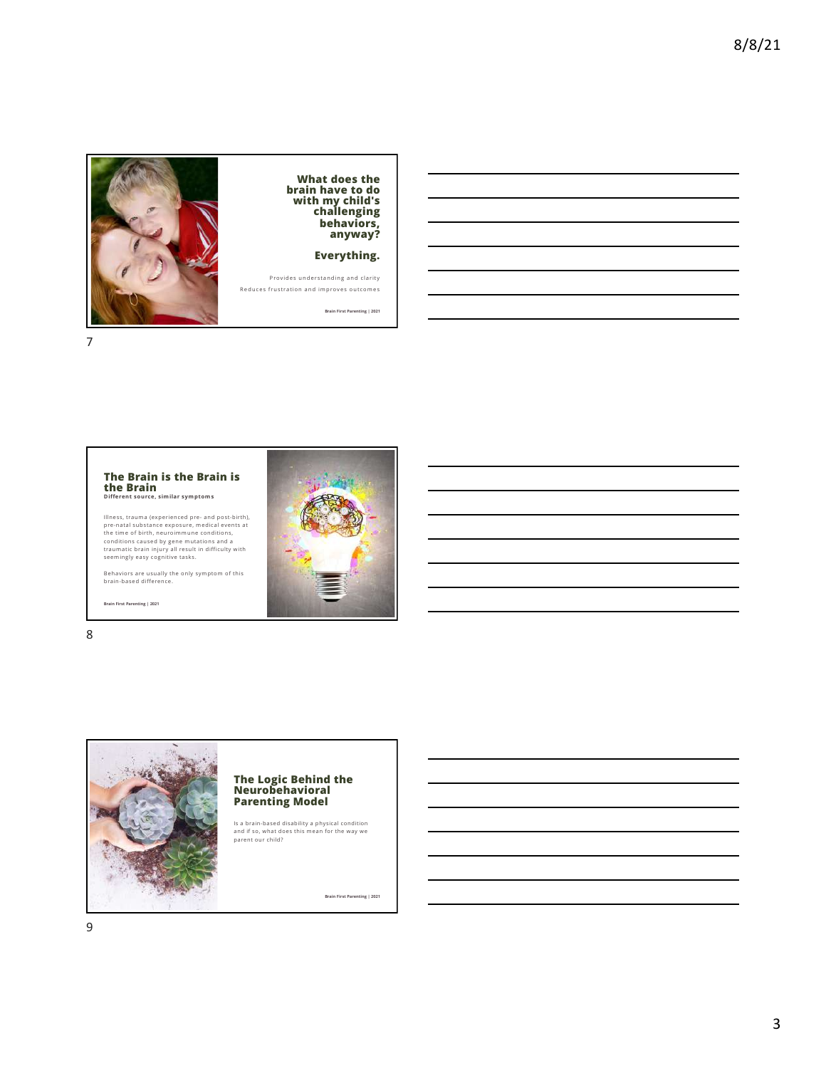## What does the brain have to do with my child's challenging behaviors, anyway?

**Everything.**

Provides understanding and clarity

Reduces frustration and improves outcomes

Brain First Parenting | 2021

## The Brain is the Brain

**Different source, similar symptoms**

Illness, trauma (experienced pre- and post-birth), pre-natal substance exposure, medical events at the time of birth, neuroimmune conditions, conditions caused by gene mutations and a traumatic brain injury all result in difficulty with seemingly easy cognitive tasks.

Behaviors are usually the only symptom of this brain-based difference.

Brain First Parenting | 2021

## The Logic Behind the Neurobehavioral Parenting Model

Is a brain-based disability a physical condition and if so, what does this mean for the way we parent our child?

Brain First Parenting | 2021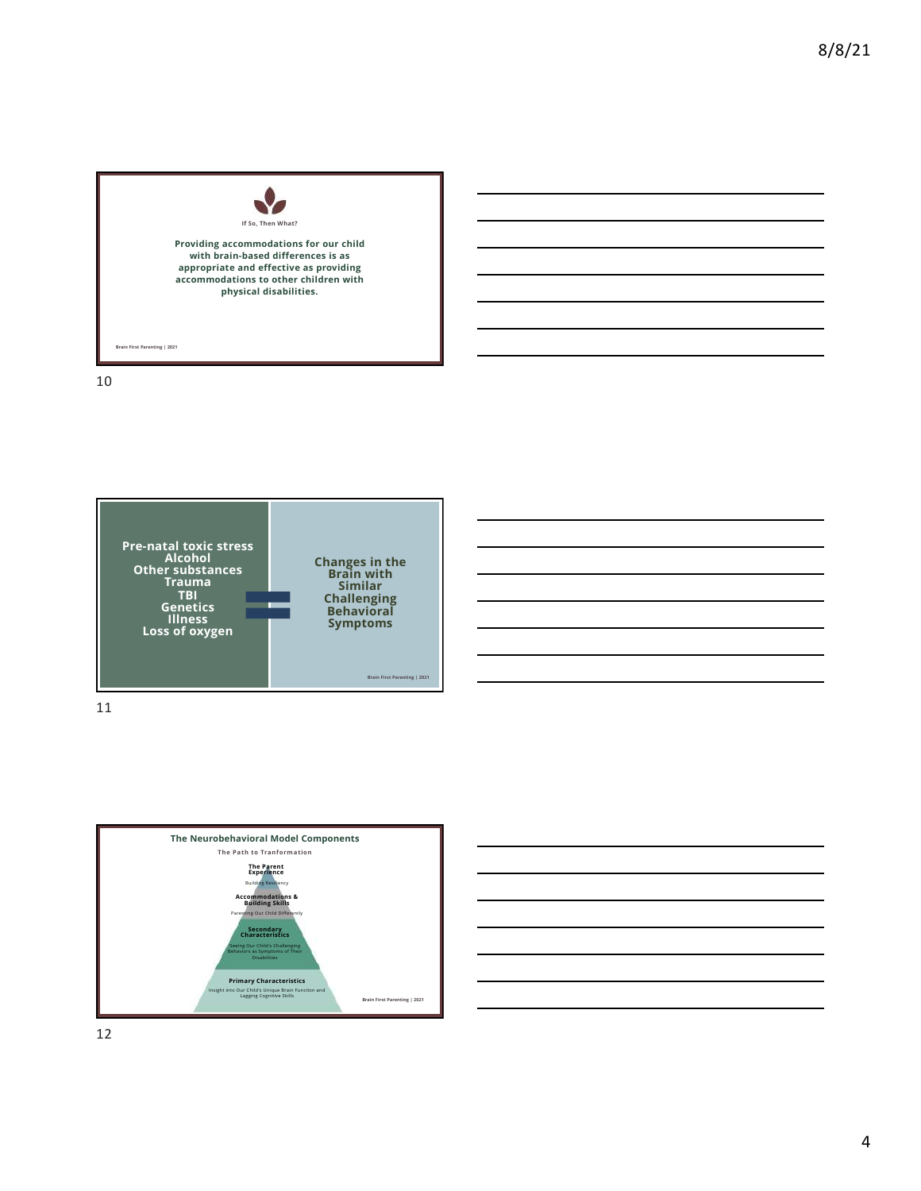If So, Then What?

**Providing accommodations for our child with brain-based differences is as appropriate and effective as providing accommodations to other children with physical disabilities.**

Brain First Parenting | 2021

10

**Pre-natal toxic stress**
**Alcohol**
**Other substances**
**Trauma**
**TBI**
**Genetics**
**Illness**
**Loss of oxygen**

=

**Changes in the Brain with Similar Challenging Behavioral Symptoms**

Brain First Parenting | 2021

11

**The Neurobehavioral Model Components**

**The Path to Tranformation**

**The Parent Experience**
Building Resiliency

**Accommodations & Building Skills**
Parenting Our Child Differently

**Secondary Characteristics**
Seeing Our Child's Challenging Behaviors as Symptoms of Their Disabilities

**Primary Characteristics**
Insight into Our Child's Unique Brain Function and Lagging Cognitive Skills

Brain First Parenting | 2021

12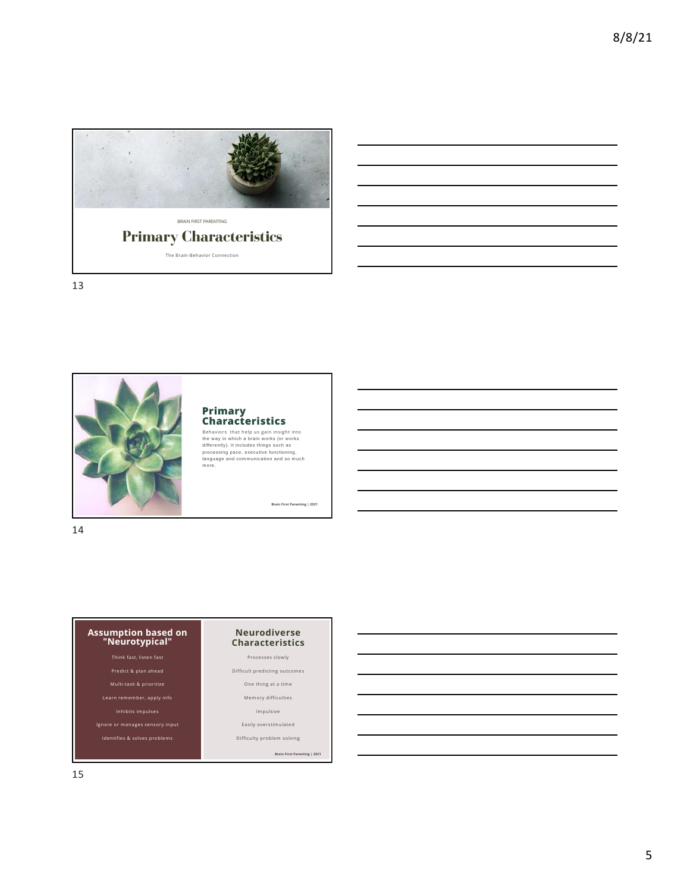BRAIN FIRST PARENTING

## Primary Characteristics

The Brain-Behavior Connection

## Primary Characteristics

Behaviors that help us gain insight into the way in which a brain works (or works differently). It includes things such as processing pace, executive functioning, language and communication and so much more.

Brain First Parenting | 2021

| Assumption based on "Neurotypical" | Neurodiverse Characteristics |
| --- | --- |
| Think fast, listen fast | Processes slowly |
| Predict & plan ahead | Difficult predicting outcomes |
| Multi-task & prioritize | One thing at a time |
| Learn remember, apply info | Memory difficulties |
| Inhibits impulses | Impulsive |
| Ignore or manages sensory input | Easily overstimulated |
| Identifies & solves problems | Difficulty problem solving |

Brain First Parenting | 2021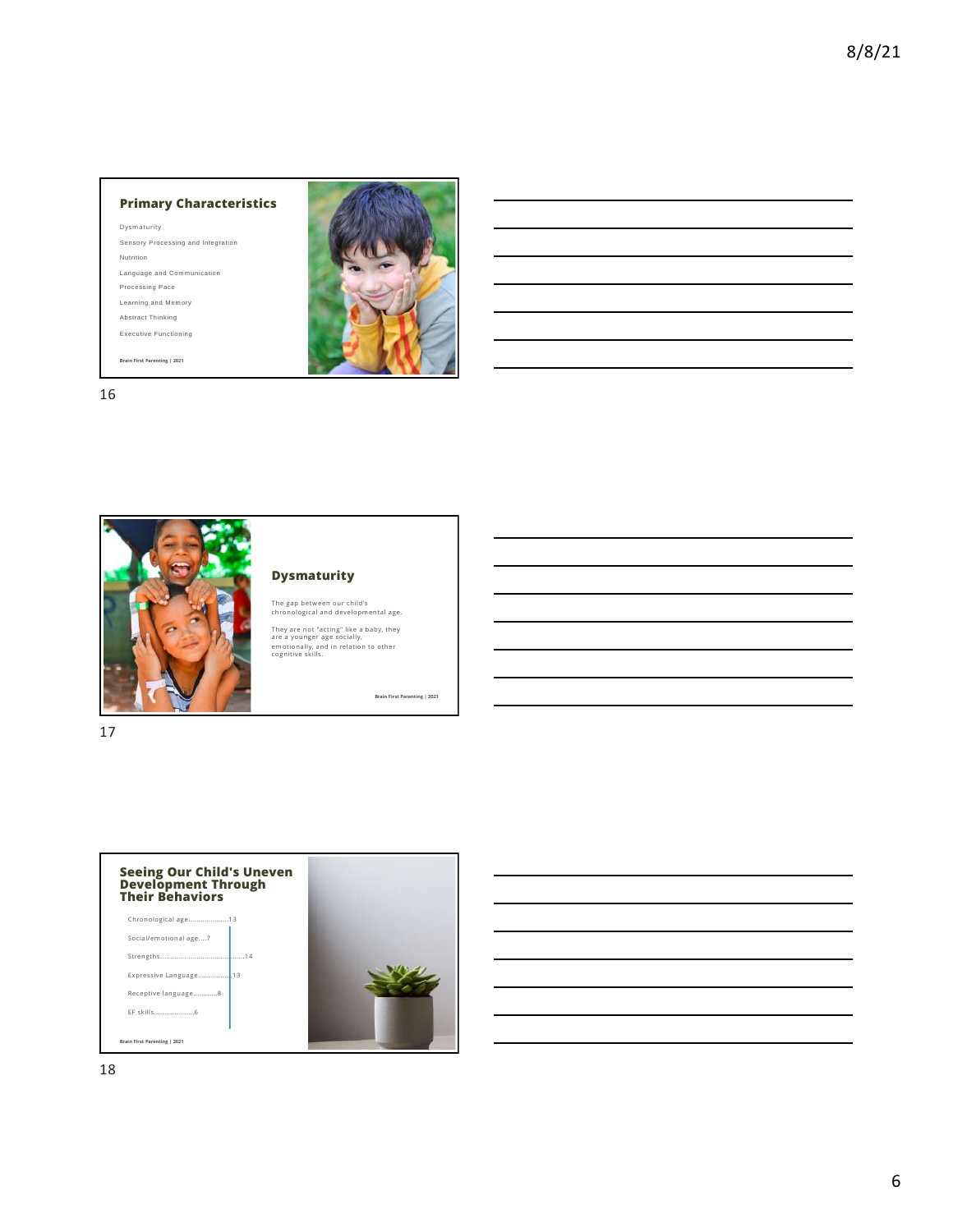## Primary Characteristics

- Dysmaturity
- Sensory Processing and Integration
- Nutrition
- Language and Communication
- Processing Pace
- Learning and Memory
- Abstract Thinking
- Executive Functioning

Brain First Parenting | 2021

## Dysmaturity

The gap between our child's chronological and developmental age.

They are not "acting" like a baby, they are a younger age socially, emotionally, and in relation to other cognitive skills.

Brain First Parenting | 2021

## Seeing Our Child's Uneven Development Through Their Behaviors

- Chronological age...................13
- Social/emotional age....7
- Strengths.............................................14
- Expressive Language................13
- Receptive language...........8
- EF skills...................6

Brain First Parenting | 2021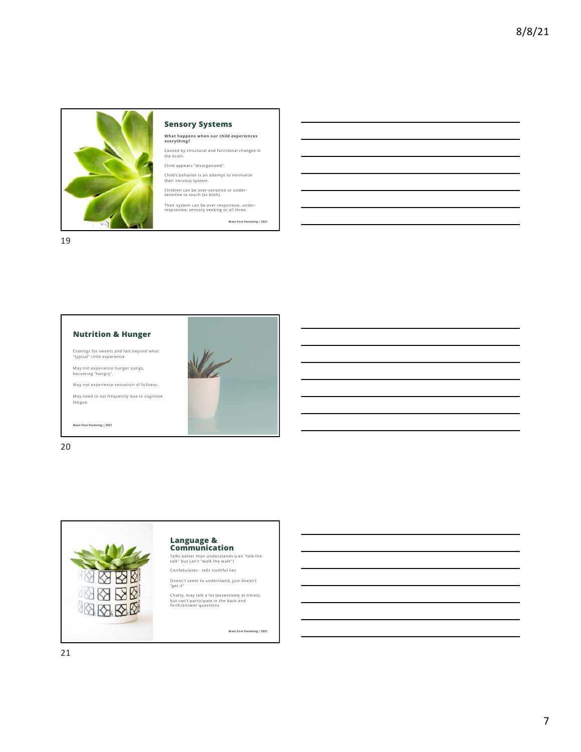## Sensory Systems

**What happens when our child experiences everything?**

Caused by structural and functional changes in the brain.

Child appears "disorganized".

Child's behavior is an attempt to normalize their nervous system.

Children can be over-sensitive or under-sensitive to touch (or both).

Their system can be over-responsive, under-responsive, sensory seeking or all three.

**Brain First Parenting | 2021**

## Nutrition & Hunger

Cravings for sweets and fats beyond what "typical" child experience

May not experience hunger pangs, becoming "hangry".

May not experience sensation of fullness.

May need to eat frequently due to cognitive fatigue.

**Brain First Parenting | 2021**

## Language & Communication

Talks better than understands (can "talk the talk" but can't "walk the walk")

Confabulates - tells truthful lies

Doesn't seem to understand, just doesn't "get it"

Chatty, may talk a lot (excessively at times), but can't participate in the back and forth/answer questions

**Brain First Parenting | 2021**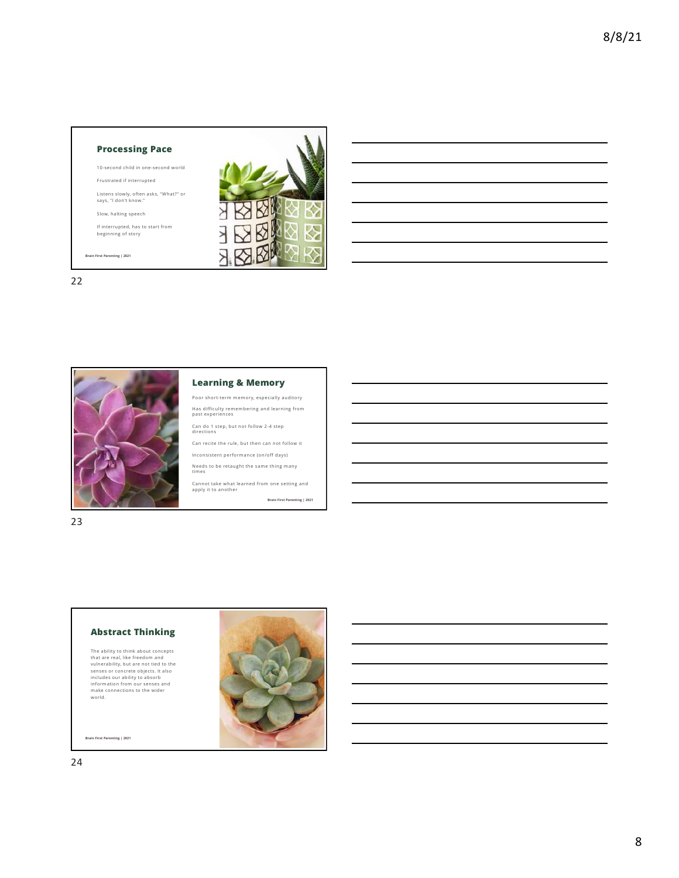## Processing Pace

10-second child in one-second world

Frustrated if interrupted

Listens slowly, often asks, "What?" or says, "I don't know."

Slow, halting speech

If interrupted, has to start from beginning of story

Brain First Parenting | 2021

## Learning & Memory

Poor short-term memory, especially auditory

Has difficulty remembering and learning from past experiences

Can do 1 step, but not follow 2-4 step directions

Can recite the rule, but then can not follow it

Inconsistent performance (on/off days)

Needs to be retaught the same thing many times

Cannot take what learned from one setting and apply it to another

Brain First Parenting | 2021

## Abstract Thinking

The ability to think about concepts that are real, like freedom and vulnerability, but are not tied to the senses or concrete objects. It also includes our ability to absorb information from our senses and make connections to the wider world.

Brain First Parenting | 2021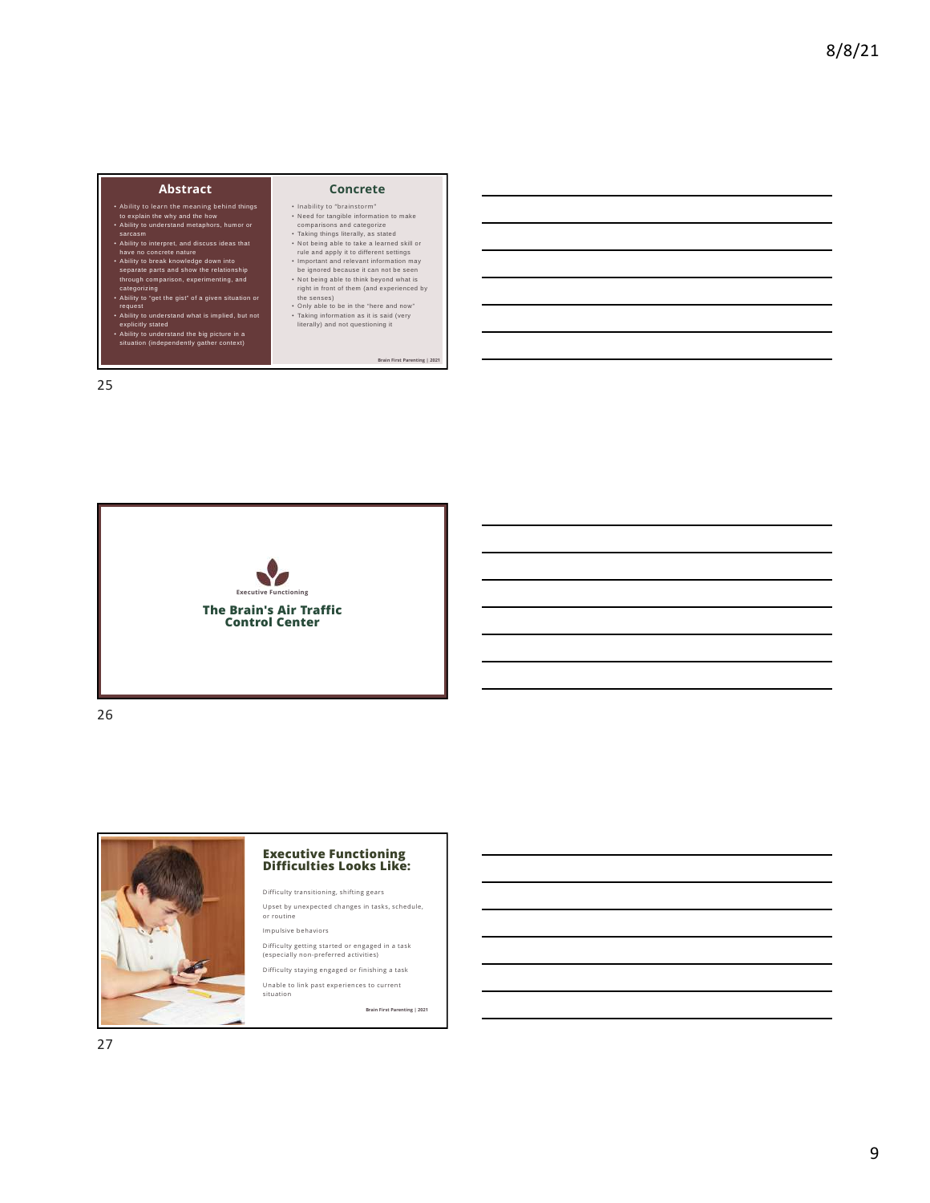## Abstract

- Ability to learn the meaning behind things to explain the why and the how
- Ability to understand metaphors, humor or sarcasm
- Ability to interpret, and discuss ideas that have no concrete nature
- Ability to break knowledge down into separate parts and show the relationship through comparison, experimenting, and categorizing
- Ability to "get the gist" of a given situation or request
- Ability to understand what is implied, but not explicitly stated
- Ability to understand the big picture in a situation (independently gather context)

## Concrete

- Inability to "brainstorm"
- Need for tangible information to make comparisons and categorize
- Taking things literally, as stated
- Not being able to take a learned skill or rule and apply it to different settings
- Important and relevant information may be ignored because it can not be seen
- Not being able to think beyond what is right in front of them (and experienced by the senses)
- Only able to be in the "here and now"
- Taking information as it is said (very literally) and not questioning it

Brain First Parenting | 2021

25

Executive Functioning

## The Brain's Air Traffic Control Center

26

## Executive Functioning Difficulties Looks Like:

Difficulty transitioning, shifting gears

Upset by unexpected changes in tasks, schedule, or routine

Impulsive behaviors

Difficulty getting started or engaged in a task (especially non-preferred activities)

Difficulty staying engaged or finishing a task

Unable to link past experiences to current situation

Brain First Parenting | 2021

27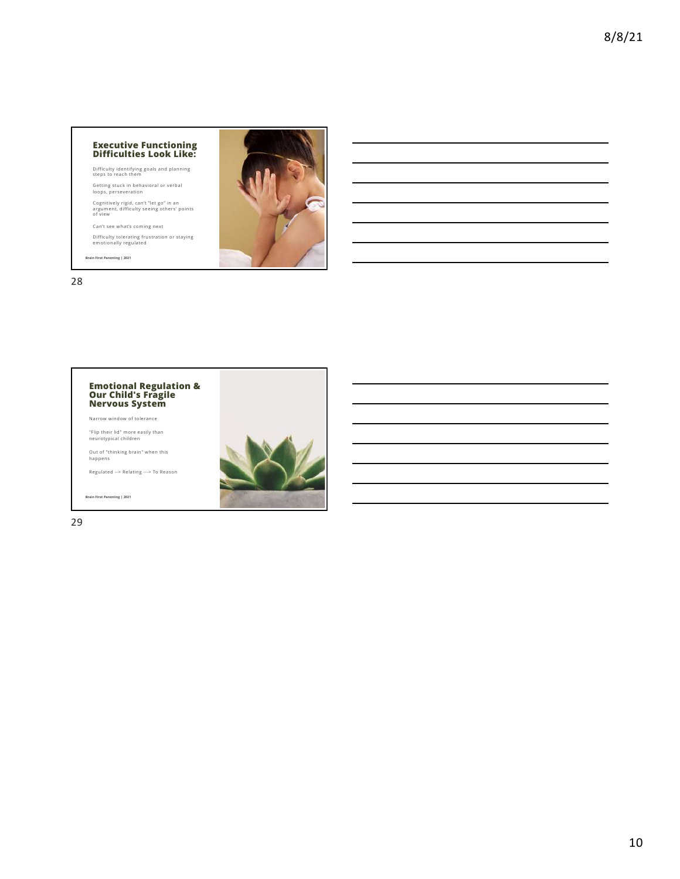## Executive Functioning Difficulties Look Like:

Difficulty identifying goals and planning steps to reach them

Getting stuck in behavioral or verbal loops, perseveration

Cognitively rigid, can't "let go" in an argument, difficulty seeing others' points of view

Can't see what's coming next

Difficulty tolerating frustration or staying emotionally regulated

Brain First Parenting | 2021

28

## Emotional Regulation & Our Child's Fragile Nervous System

Narrow window of tolerance

"Flip their lid" more easily than neurotypical children

Out of "thinking brain" when this happens

Regulated --> Relating ---> To Reason

Brain First Parenting | 2021

29